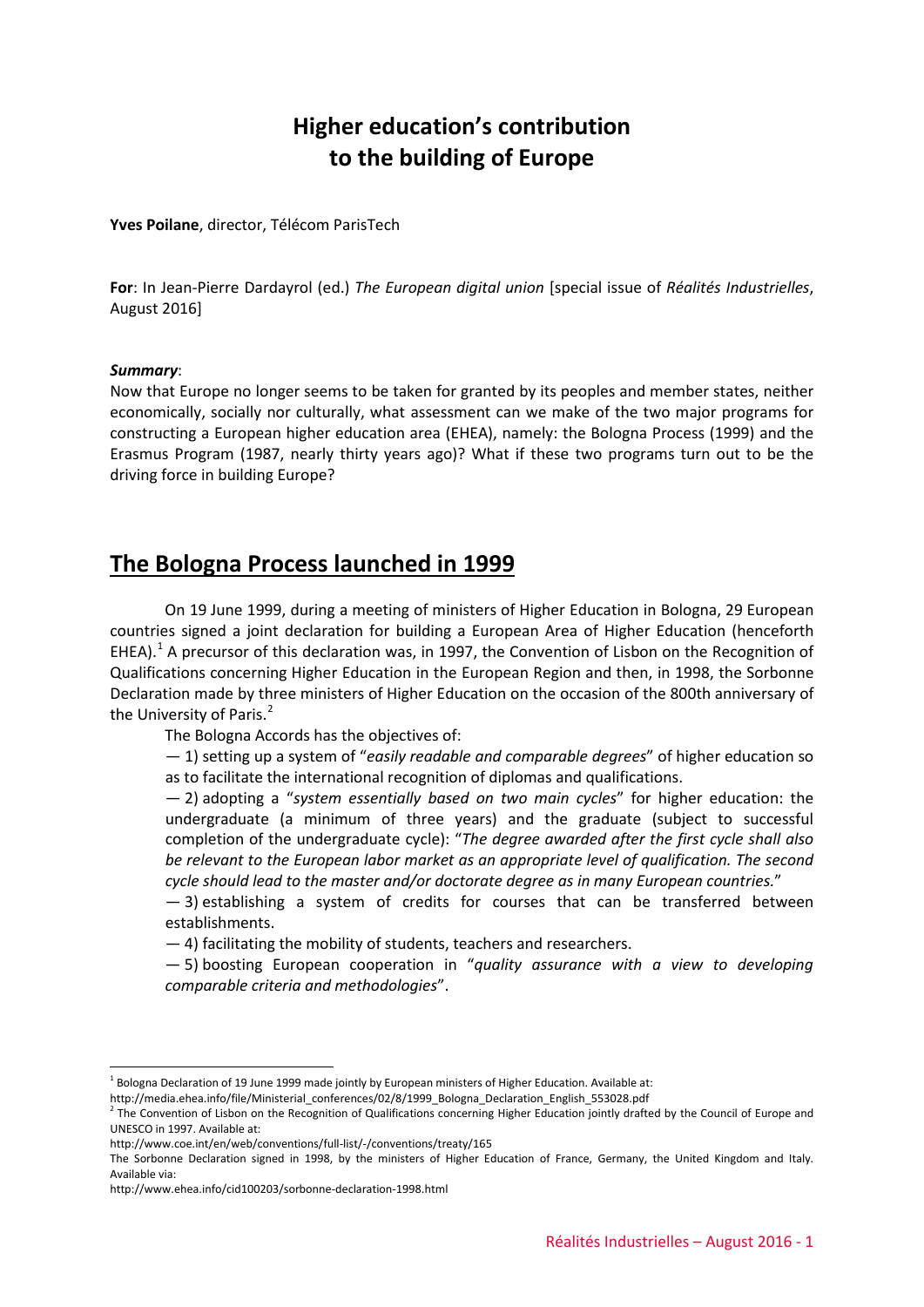# Higher education's contribution to the building of Europe

**Yves Poilane**, director, Télécom ParisTech

**For**: In Jean-Pierre Dardayrol (ed.) *The European digital union* [special issue of *Réalités Industrielles*, August 2016]

***Summary***:
Now that Europe no longer seems to be taken for granted by its peoples and member states, neither economically, socially nor culturally, what assessment can we make of the two major programs for constructing a European higher education area (EHEA), namely: the Bologna Process (1999) and the Erasmus Program (1987, nearly thirty years ago)? What if these two programs turn out to be the driving force in building Europe?

## The Bologna Process launched in 1999

On 19 June 1999, during a meeting of ministers of Higher Education in Bologna, 29 European countries signed a joint declaration for building a European Area of Higher Education (henceforth EHEA).[1] A precursor of this declaration was, in 1997, the Convention of Lisbon on the Recognition of Qualifications concerning Higher Education in the European Region and then, in 1998, the Sorbonne Declaration made by three ministers of Higher Education on the occasion of the 800th anniversary of the University of Paris.[2]

The Bologna Accords has the objectives of:

— 1) setting up a system of "*easily readable and comparable degrees*" of higher education so as to facilitate the international recognition of diplomas and qualifications.

— 2) adopting a "*system essentially based on two main cycles*" for higher education: the undergraduate (a minimum of three years) and the graduate (subject to successful completion of the undergraduate cycle): "*The degree awarded after the first cycle shall also be relevant to the European labor market as an appropriate level of qualification. The second cycle should lead to the master and/or doctorate degree as in many European countries.*"

— 3) establishing a system of credits for courses that can be transferred between establishments.

— 4) facilitating the mobility of students, teachers and researchers.

— 5) boosting European cooperation in "*quality assurance with a view to developing comparable criteria and methodologies*".

---

[1] Bologna Declaration of 19 June 1999 made jointly by European ministers of Higher Education. Available at:
http://media.ehea.info/file/Ministerial_conferences/02/8/1999_Bologna_Declaration_English_553028.pdf

[2] The Convention of Lisbon on the Recognition of Qualifications concerning Higher Education jointly drafted by the Council of Europe and UNESCO in 1997. Available at:
http://www.coe.int/en/web/conventions/full-list/-/conventions/treaty/165
The Sorbonne Declaration signed in 1998, by the ministers of Higher Education of France, Germany, the United Kingdom and Italy. Available via:
http://www.ehea.info/cid100203/sorbonne-declaration-1998.html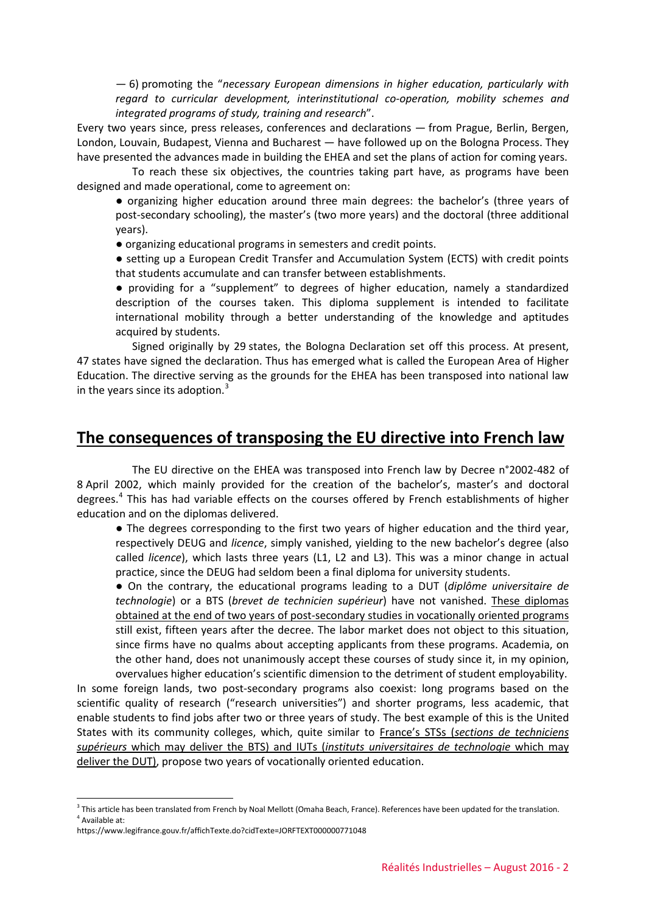— 6) promoting the "*necessary European dimensions in higher education, particularly with regard to curricular development, interinstitutional co-operation, mobility schemes and integrated programs of study, training and research*".

Every two years since, press releases, conferences and declarations — from Prague, Berlin, Bergen, London, Louvain, Budapest, Vienna and Bucharest — have followed up on the Bologna Process. They have presented the advances made in building the EHEA and set the plans of action for coming years.

To reach these six objectives, the countries taking part have, as programs have been designed and made operational, come to agreement on:

- organizing higher education around three main degrees: the bachelor's (three years of post-secondary schooling), the master's (two more years) and the doctoral (three additional years).
- organizing educational programs in semesters and credit points.
- setting up a European Credit Transfer and Accumulation System (ECTS) with credit points that students accumulate and can transfer between establishments.
- providing for a "supplement" to degrees of higher education, namely a standardized description of the courses taken. This diploma supplement is intended to facilitate international mobility through a better understanding of the knowledge and aptitudes acquired by students.

Signed originally by 29 states, the Bologna Declaration set off this process. At present, 47 states have signed the declaration. Thus has emerged what is called the European Area of Higher Education. The directive serving as the grounds for the EHEA has been transposed into national law in the years since its adoption.[3]

## The consequences of transposing the EU directive into French law

The EU directive on the EHEA was transposed into French law by Decree n°2002-482 of 8 April 2002, which mainly provided for the creation of the bachelor's, master's and doctoral degrees.[4] This has had variable effects on the courses offered by French establishments of higher education and on the diplomas delivered.

- The degrees corresponding to the first two years of higher education and the third year, respectively DEUG and *licence*, simply vanished, yielding to the new bachelor's degree (also called *licence*), which lasts three years (L1, L2 and L3). This was a minor change in actual practice, since the DEUG had seldom been a final diploma for university students.
- On the contrary, the educational programs leading to a DUT (*diplôme universitaire de technologie*) or a BTS (*brevet de technicien supérieur*) have not vanished. These diplomas obtained at the end of two years of post-secondary studies in vocationally oriented programs still exist, fifteen years after the decree. The labor market does not object to this situation, since firms have no qualms about accepting applicants from these programs. Academia, on the other hand, does not unanimously accept these courses of study since it, in my opinion, overvalues higher education's scientific dimension to the detriment of student employability.

In some foreign lands, two post-secondary programs also coexist: long programs based on the scientific quality of research ("research universities") and shorter programs, less academic, that enable students to find jobs after two or three years of study. The best example of this is the United States with its community colleges, which, quite similar to France's STSs (*sections de techniciens supérieurs* which may deliver the BTS) and IUTs (*instituts universitaires de technologie* which may deliver the DUT), propose two years of vocationally oriented education.

---

[3] This article has been translated from French by Noal Mellott (Omaha Beach, France). References have been updated for the translation.

[4] Available at:
https://www.legifrance.gouv.fr/affichTexte.do?cidTexte=JORFTEXT000000771048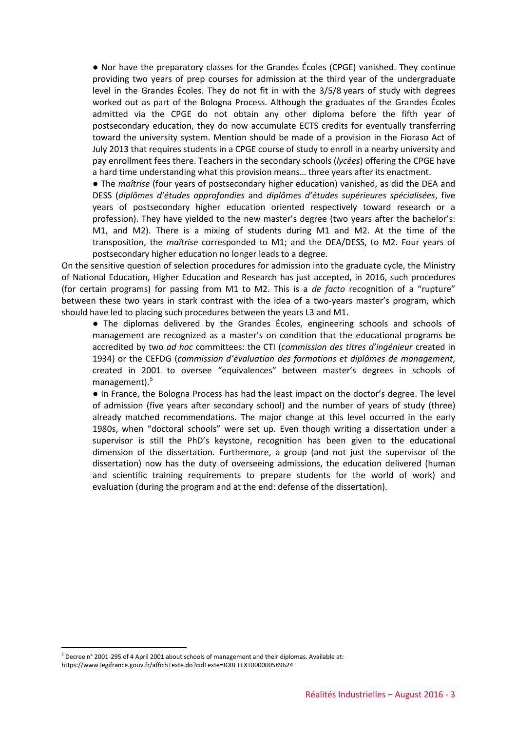- Nor have the preparatory classes for the Grandes Écoles (CPGE) vanished. They continue providing two years of prep courses for admission at the third year of the undergraduate level in the Grandes Écoles. They do not fit in with the 3/5/8 years of study with degrees worked out as part of the Bologna Process. Although the graduates of the Grandes Écoles admitted via the CPGE do not obtain any other diploma before the fifth year of postsecondary education, they do now accumulate ECTS credits for eventually transferring toward the university system. Mention should be made of a provision in the Fioraso Act of July 2013 that requires students in a CPGE course of study to enroll in a nearby university and pay enrollment fees there. Teachers in the secondary schools (*lycées*) offering the CPGE have a hard time understanding what this provision means… three years after its enactment.
- The *maîtrise* (four years of postsecondary higher education) vanished, as did the DEA and DESS (*diplômes d'études approfondies* and *diplômes d'études supérieures spécialisées*, five years of postsecondary higher education oriented respectively toward research or a profession). They have yielded to the new master's degree (two years after the bachelor's: M1, and M2). There is a mixing of students during M1 and M2. At the time of the transposition, the *maîtrise* corresponded to M1; and the DEA/DESS, to M2. Four years of postsecondary higher education no longer leads to a degree.

On the sensitive question of selection procedures for admission into the graduate cycle, the Ministry of National Education, Higher Education and Research has just accepted, in 2016, such procedures (for certain programs) for passing from M1 to M2. This is a *de facto* recognition of a "rupture" between these two years in stark contrast with the idea of a two-years master's program, which should have led to placing such procedures between the years L3 and M1.

- The diplomas delivered by the Grandes Écoles, engineering schools and schools of management are recognized as a master's on condition that the educational programs be accredited by two *ad hoc* committees: the CTI (*commission des titres d'ingénieur* created in 1934) or the CEFDG (*commission d'évaluation des formations et diplômes de management*, created in 2001 to oversee "equivalences" between master's degrees in schools of management).[5]
- In France, the Bologna Process has had the least impact on the doctor's degree. The level of admission (five years after secondary school) and the number of years of study (three) already matched recommendations. The major change at this level occurred in the early 1980s, when "doctoral schools" were set up. Even though writing a dissertation under a supervisor is still the PhD's keystone, recognition has been given to the educational dimension of the dissertation. Furthermore, a group (and not just the supervisor of the dissertation) now has the duty of overseeing admissions, the education delivered (human and scientific training requirements to prepare students for the world of work) and evaluation (during the program and at the end: defense of the dissertation).

---

[5] Decree n° 2001-295 of 4 April 2001 about schools of management and their diplomas. Available at: https://www.legifrance.gouv.fr/affichTexte.do?cidTexte=JORFTEXT000000589624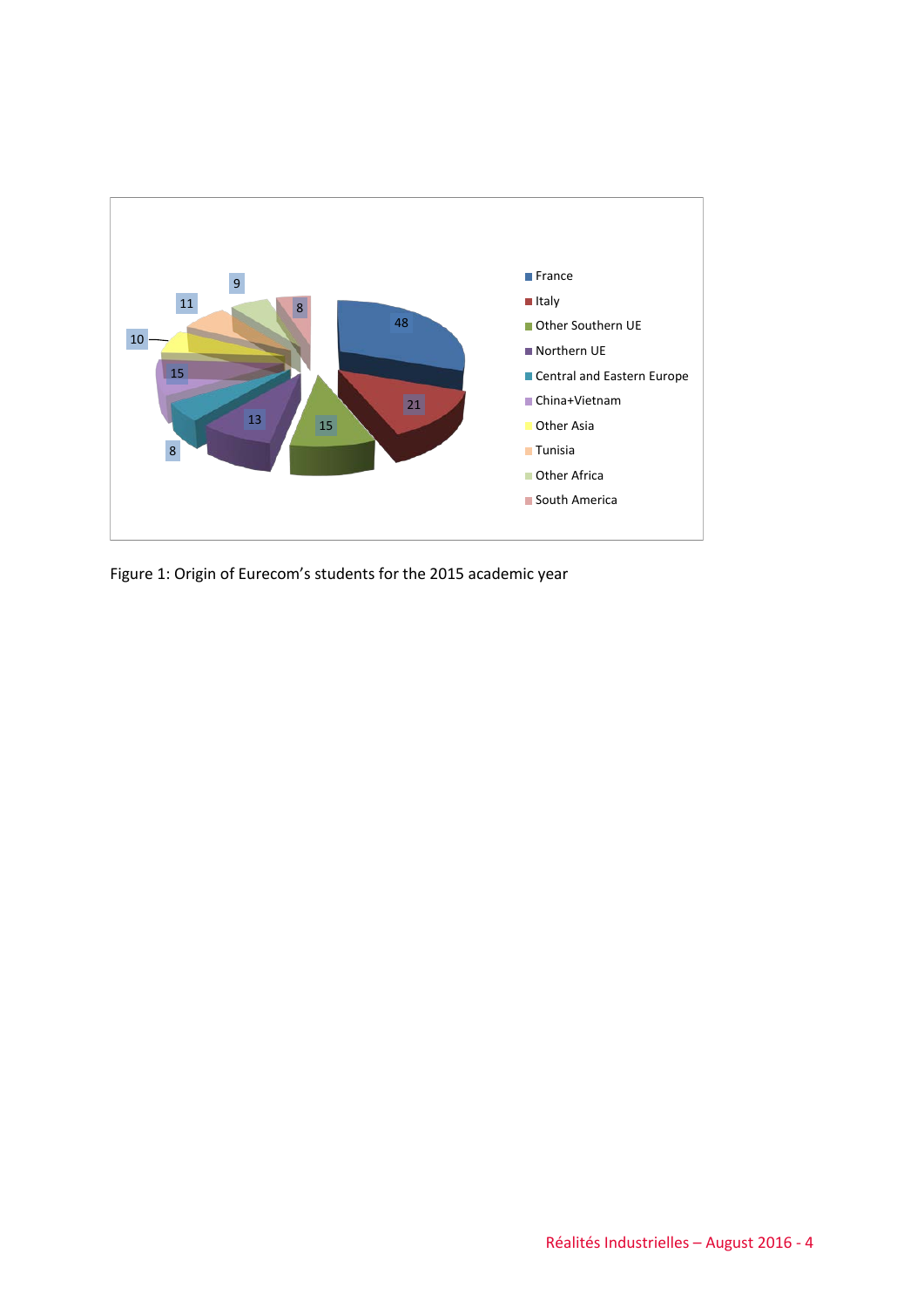Figure 1: Origin of Eurecom's students for the 2015 academic year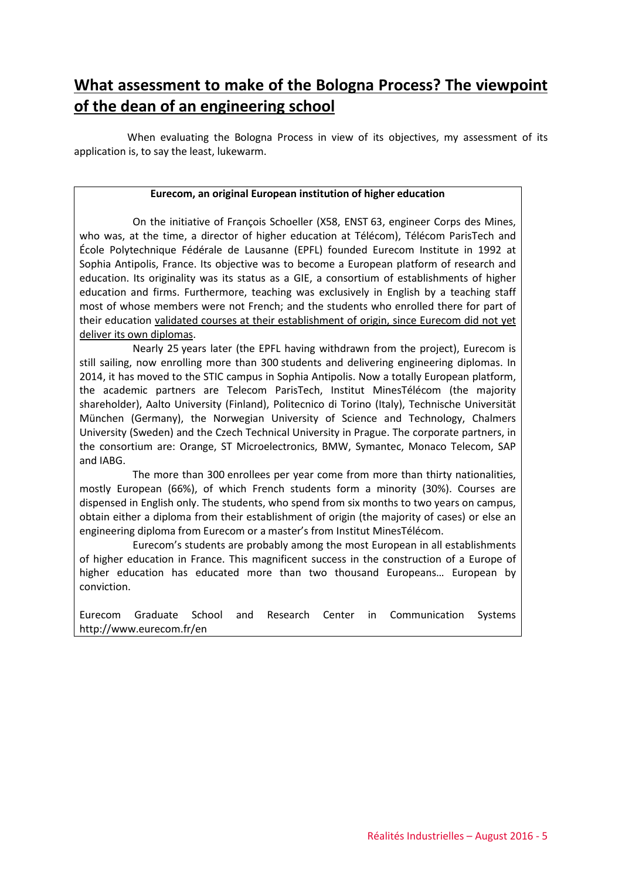# What assessment to make of the Bologna Process? The viewpoint of the dean of an engineering school

When evaluating the Bologna Process in view of its objectives, my assessment of its application is, to say the least, lukewarm.

---

**Eurecom, an original European institution of higher education**

On the initiative of François Schoeller (X58, ENST 63, engineer Corps des Mines, who was, at the time, a director of higher education at Télécom), Télécom ParisTech and École Polytechnique Fédérale de Lausanne (EPFL) founded Eurecom Institute in 1992 at Sophia Antipolis, France. Its objective was to become a European platform of research and education. Its originality was its status as a GIE, a consortium of establishments of higher education and firms. Furthermore, teaching was exclusively in English by a teaching staff most of whose members were not French; and the students who enrolled there for part of their education <u>validated courses at their establishment of origin, since Eurecom did not yet deliver its own diplomas</u>.

Nearly 25 years later (the EPFL having withdrawn from the project), Eurecom is still sailing, now enrolling more than 300 students and delivering engineering diplomas. In 2014, it has moved to the STIC campus in Sophia Antipolis. Now a totally European platform, the academic partners are Telecom ParisTech, Institut MinesTélécom (the majority shareholder), Aalto University (Finland), Politecnico di Torino (Italy), Technische Universität München (Germany), the Norwegian University of Science and Technology, Chalmers University (Sweden) and the Czech Technical University in Prague. The corporate partners, in the consortium are: Orange, ST Microelectronics, BMW, Symantec, Monaco Telecom, SAP and IABG.

The more than 300 enrollees per year come from more than thirty nationalities, mostly European (66%), of which French students form a minority (30%). Courses are dispensed in English only. The students, who spend from six months to two years on campus, obtain either a diploma from their establishment of origin (the majority of cases) or else an engineering diploma from Eurecom or a master's from Institut MinesTélécom.

Eurecom's students are probably among the most European in all establishments of higher education in France. This magnificent success in the construction of a Europe of higher education has educated more than two thousand Europeans… European by conviction.

Eurecom Graduate School and Research Center in Communication Systems http://www.eurecom.fr/en

---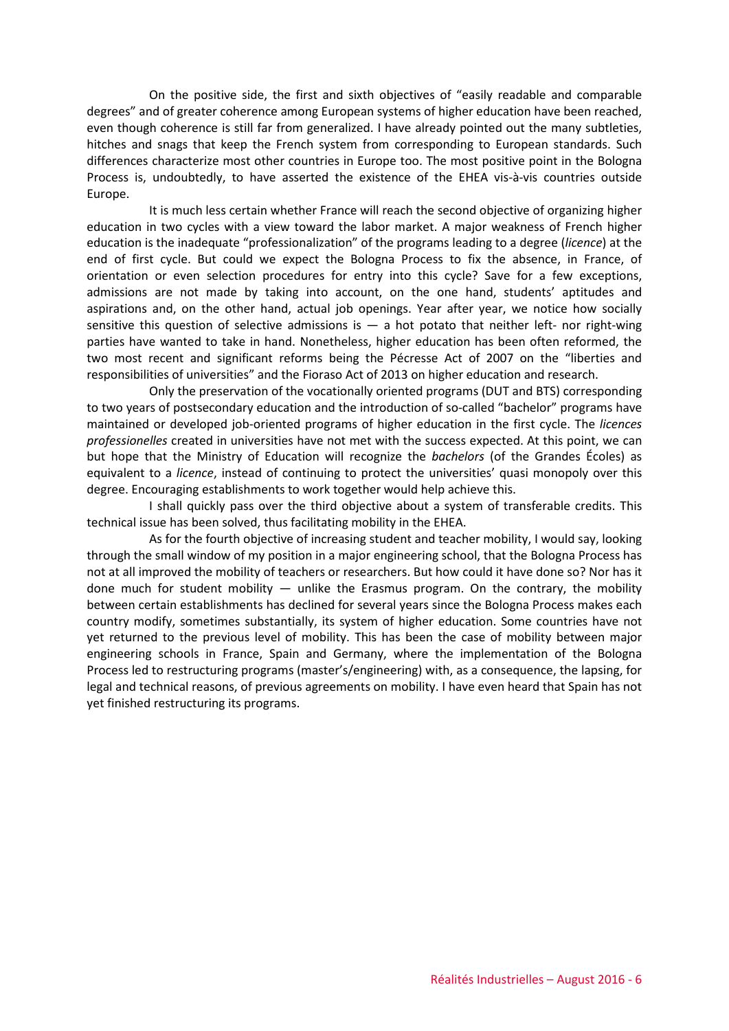On the positive side, the first and sixth objectives of "easily readable and comparable degrees" and of greater coherence among European systems of higher education have been reached, even though coherence is still far from generalized. I have already pointed out the many subtleties, hitches and snags that keep the French system from corresponding to European standards. Such differences characterize most other countries in Europe too. The most positive point in the Bologna Process is, undoubtedly, to have asserted the existence of the EHEA vis-à-vis countries outside Europe.

It is much less certain whether France will reach the second objective of organizing higher education in two cycles with a view toward the labor market. A major weakness of French higher education is the inadequate "professionalization" of the programs leading to a degree (*licence*) at the end of first cycle. But could we expect the Bologna Process to fix the absence, in France, of orientation or even selection procedures for entry into this cycle? Save for a few exceptions, admissions are not made by taking into account, on the one hand, students' aptitudes and aspirations and, on the other hand, actual job openings. Year after year, we notice how socially sensitive this question of selective admissions is — a hot potato that neither left- nor right-wing parties have wanted to take in hand. Nonetheless, higher education has been often reformed, the two most recent and significant reforms being the Pécresse Act of 2007 on the "liberties and responsibilities of universities" and the Fioraso Act of 2013 on higher education and research.

Only the preservation of the vocationally oriented programs (DUT and BTS) corresponding to two years of postsecondary education and the introduction of so-called "bachelor" programs have maintained or developed job-oriented programs of higher education in the first cycle. The *licences professionelles* created in universities have not met with the success expected. At this point, we can but hope that the Ministry of Education will recognize the *bachelors* (of the Grandes Écoles) as equivalent to a *licence*, instead of continuing to protect the universities' quasi monopoly over this degree. Encouraging establishments to work together would help achieve this.

I shall quickly pass over the third objective about a system of transferable credits. This technical issue has been solved, thus facilitating mobility in the EHEA.

As for the fourth objective of increasing student and teacher mobility, I would say, looking through the small window of my position in a major engineering school, that the Bologna Process has not at all improved the mobility of teachers or researchers. But how could it have done so? Nor has it done much for student mobility — unlike the Erasmus program. On the contrary, the mobility between certain establishments has declined for several years since the Bologna Process makes each country modify, sometimes substantially, its system of higher education. Some countries have not yet returned to the previous level of mobility. This has been the case of mobility between major engineering schools in France, Spain and Germany, where the implementation of the Bologna Process led to restructuring programs (master's/engineering) with, as a consequence, the lapsing, for legal and technical reasons, of previous agreements on mobility. I have even heard that Spain has not yet finished restructuring its programs.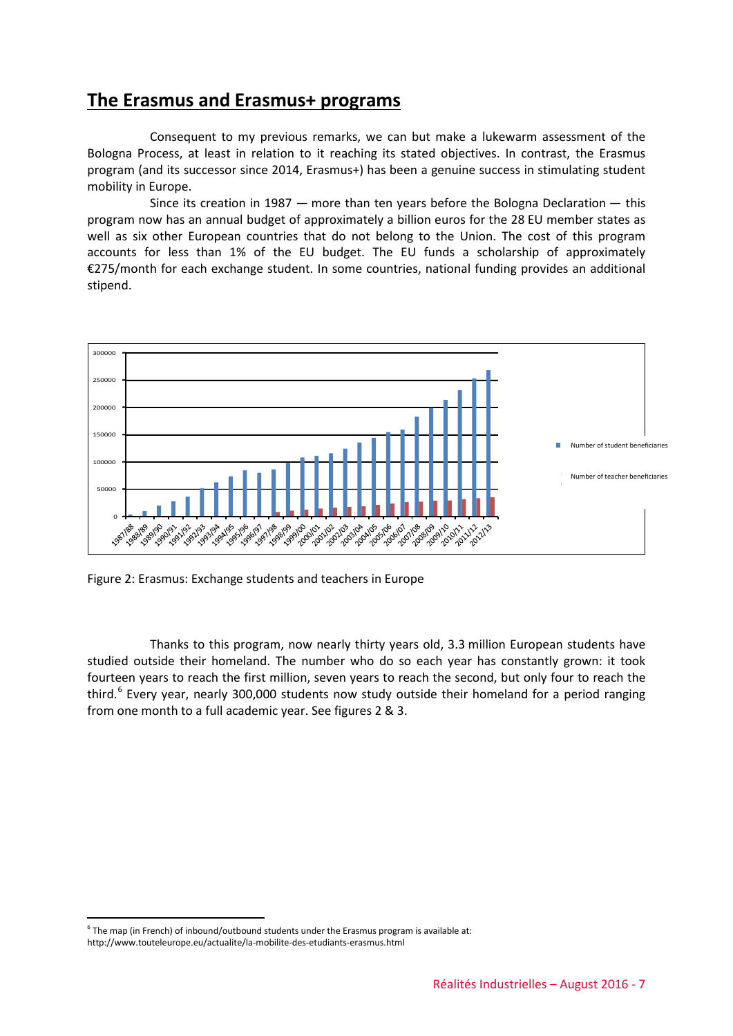## The Erasmus and Erasmus+ programs

Consequent to my previous remarks, we can but make a lukewarm assessment of the Bologna Process, at least in relation to it reaching its stated objectives. In contrast, the Erasmus program (and its successor since 2014, Erasmus+) has been a genuine success in stimulating student mobility in Europe.

Since its creation in 1987 — more than ten years before the Bologna Declaration — this program now has an annual budget of approximately a billion euros for the 28 EU member states as well as six other European countries that do not belong to the Union. The cost of this program accounts for less than 1% of the EU budget. The EU funds a scholarship of approximately €275/month for each exchange student. In some countries, national funding provides an additional stipend.

Figure 2: Erasmus: Exchange students and teachers in Europe

Thanks to this program, now nearly thirty years old, 3.3 million European students have studied outside their homeland. The number who do so each year has constantly grown: it took fourteen years to reach the first million, seven years to reach the second, but only four to reach the third.[6] Every year, nearly 300,000 students now study outside their homeland for a period ranging from one month to a full academic year. See figures 2 & 3.

[6] The map (in French) of inbound/outbound students under the Erasmus program is available at: http://www.touteleurope.eu/actualite/la-mobilite-des-etudiants-erasmus.html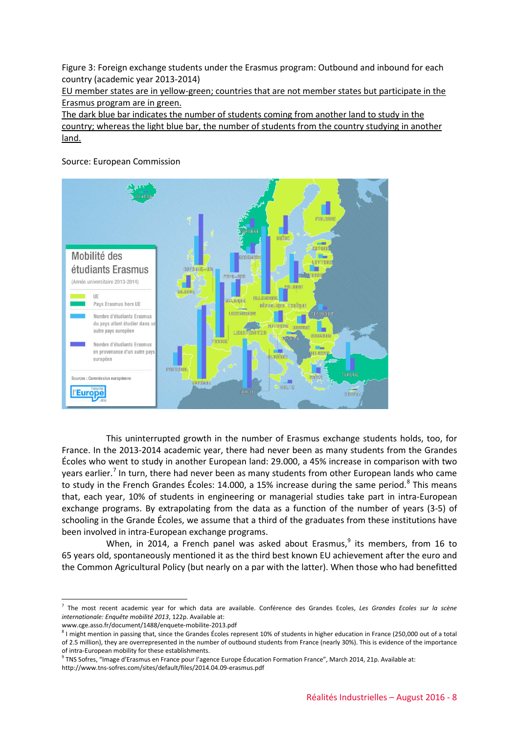Figure 3: Foreign exchange students under the Erasmus program: Outbound and inbound for each country (academic year 2013-2014)

EU member states are in yellow-green; countries that are not member states but participate in the Erasmus program are in green.

The dark blue bar indicates the number of students coming from another land to study in the country; whereas the light blue bar, the number of students from the country studying in another land.

Source: European Commission

This uninterrupted growth in the number of Erasmus exchange students holds, too, for France. In the 2013-2014 academic year, there had never been as many students from the Grandes Écoles who went to study in another European land: 29.000, a 45% increase in comparison with two years earlier.[7] In turn, there had never been as many students from other European lands who came to study in the French Grandes Écoles: 14.000, a 15% increase during the same period.[8] This means that, each year, 10% of students in engineering or managerial studies take part in intra-European exchange programs. By extrapolating from the data as a function of the number of years (3-5) of schooling in the Grande Écoles, we assume that a third of the graduates from these institutions have been involved in intra-European exchange programs.

When, in 2014, a French panel was asked about Erasmus,[9] its members, from 16 to 65 years old, spontaneously mentioned it as the third best known EU achievement after the euro and the Common Agricultural Policy (but nearly on a par with the latter). When those who had benefitted

---

[7] The most recent academic year for which data are available. Conférence des Grandes Ecoles, *Les Grandes Ecoles sur la scène internationale: Enquête mobilité 2013*, 122p. Available at: www.cge.asso.fr/document/1488/enquete-mobilite-2013.pdf

[8] I might mention in passing that, since the Grandes Écoles represent 10% of students in higher education in France (250,000 out of a total of 2.5 million), they are overrepresented in the number of outbound students from France (nearly 30%). This is evidence of the importance of intra-European mobility for these establishments.

[9] TNS Sofres, "Image d'Erasmus en France pour l'agence Europe Éducation Formation France", March 2014, 21p. Available at: http://www.tns-sofres.com/sites/default/files/2014.04.09-erasmus.pdf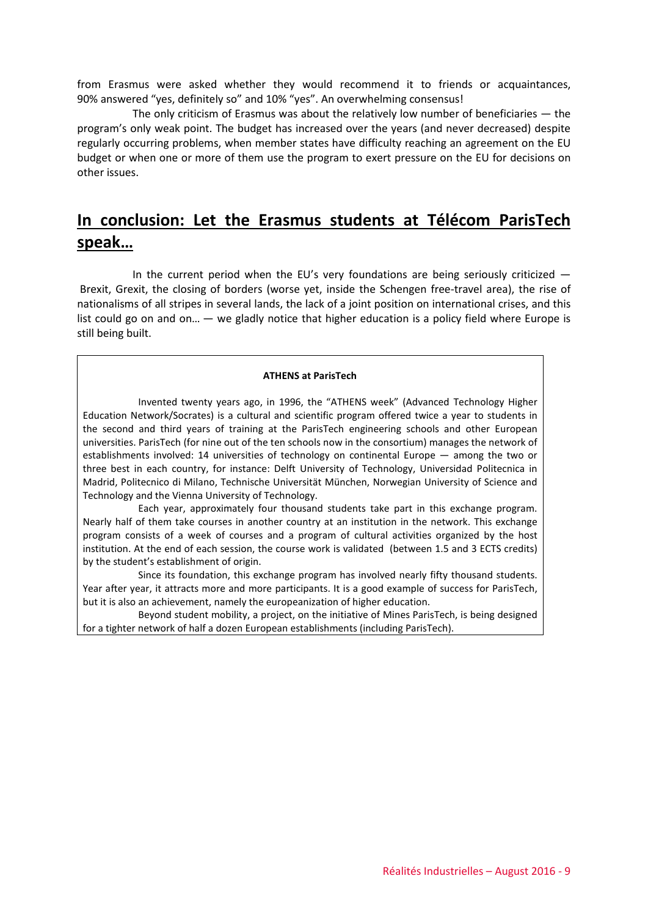from Erasmus were asked whether they would recommend it to friends or acquaintances, 90% answered "yes, definitely so" and 10% "yes". An overwhelming consensus!

The only criticism of Erasmus was about the relatively low number of beneficiaries — the program's only weak point. The budget has increased over the years (and never decreased) despite regularly occurring problems, when member states have difficulty reaching an agreement on the EU budget or when one or more of them use the program to exert pressure on the EU for decisions on other issues.

## In conclusion: Let the Erasmus students at Télécom ParisTech speak…

In the current period when the EU's very foundations are being seriously criticized — Brexit, Grexit, the closing of borders (worse yet, inside the Schengen free-travel area), the rise of nationalisms of all stripes in several lands, the lack of a joint position on international crises, and this list could go on and on… — we gladly notice that higher education is a policy field where Europe is still being built.

**ATHENS at ParisTech**

Invented twenty years ago, in 1996, the "ATHENS week" (Advanced Technology Higher Education Network/Socrates) is a cultural and scientific program offered twice a year to students in the second and third years of training at the ParisTech engineering schools and other European universities. ParisTech (for nine out of the ten schools now in the consortium) manages the network of establishments involved: 14 universities of technology on continental Europe — among the two or three best in each country, for instance: Delft University of Technology, Universidad Politecnica in Madrid, Politecnico di Milano, Technische Universität München, Norwegian University of Science and Technology and the Vienna University of Technology.

Each year, approximately four thousand students take part in this exchange program. Nearly half of them take courses in another country at an institution in the network. This exchange program consists of a week of courses and a program of cultural activities organized by the host institution. At the end of each session, the course work is validated (between 1.5 and 3 ECTS credits) by the student's establishment of origin.

Since its foundation, this exchange program has involved nearly fifty thousand students. Year after year, it attracts more and more participants. It is a good example of success for ParisTech, but it is also an achievement, namely the europeanization of higher education.

Beyond student mobility, a project, on the initiative of Mines ParisTech, is being designed for a tighter network of half a dozen European establishments (including ParisTech).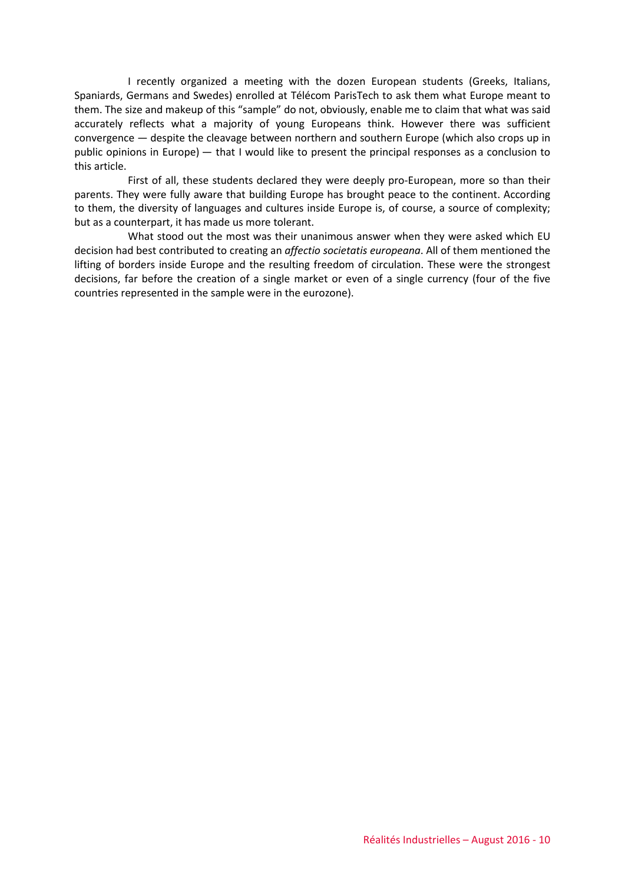I recently organized a meeting with the dozen European students (Greeks, Italians, Spaniards, Germans and Swedes) enrolled at Télécom ParisTech to ask them what Europe meant to them. The size and makeup of this "sample" do not, obviously, enable me to claim that what was said accurately reflects what a majority of young Europeans think. However there was sufficient convergence — despite the cleavage between northern and southern Europe (which also crops up in public opinions in Europe) — that I would like to present the principal responses as a conclusion to this article.

First of all, these students declared they were deeply pro-European, more so than their parents. They were fully aware that building Europe has brought peace to the continent. According to them, the diversity of languages and cultures inside Europe is, of course, a source of complexity; but as a counterpart, it has made us more tolerant.

What stood out the most was their unanimous answer when they were asked which EU decision had best contributed to creating an *affectio societatis europeana*. All of them mentioned the lifting of borders inside Europe and the resulting freedom of circulation. These were the strongest decisions, far before the creation of a single market or even of a single currency (four of the five countries represented in the sample were in the eurozone).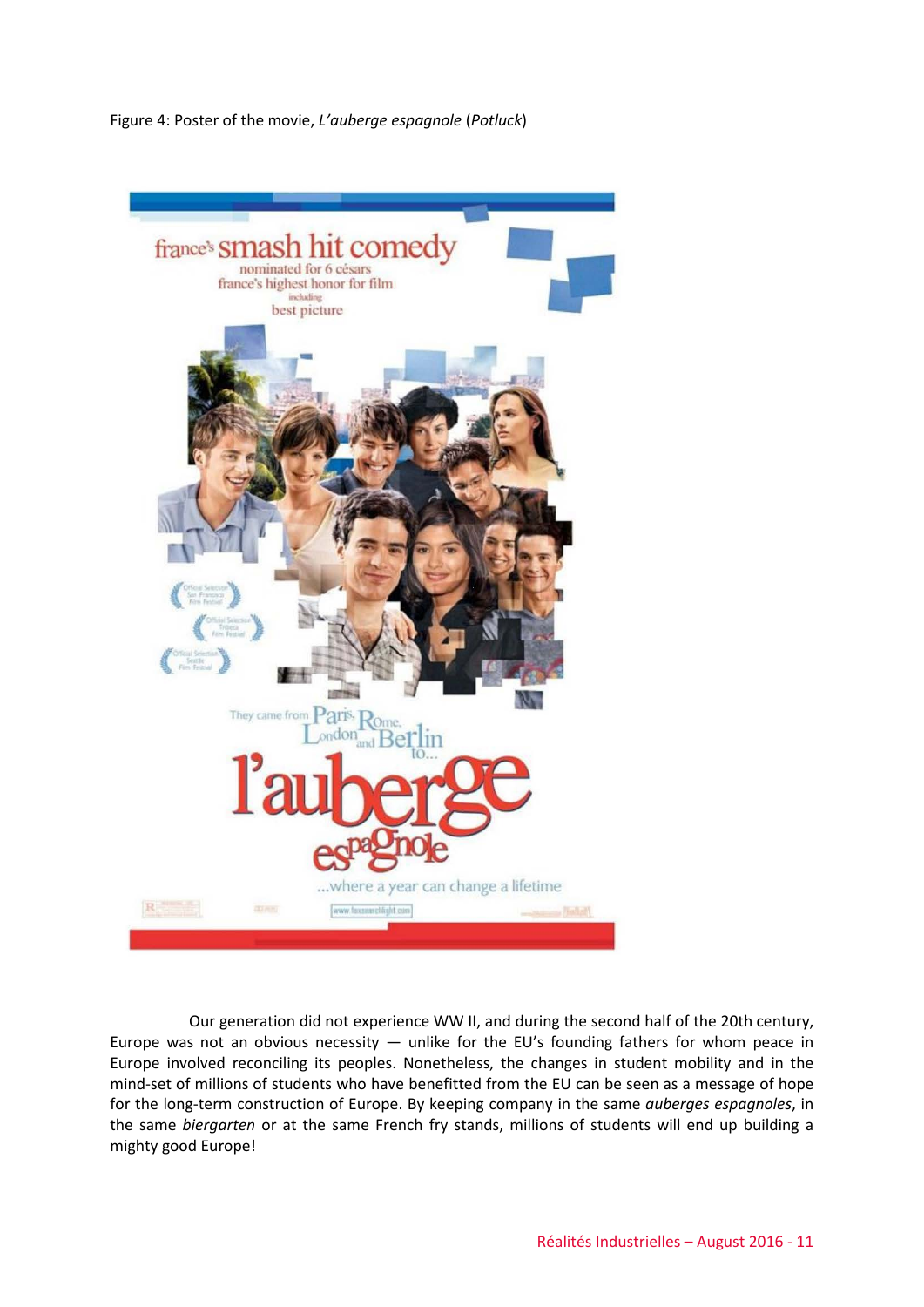Figure 4: Poster of the movie, *L'auberge espagnole* (*Potluck*)

Our generation did not experience WW II, and during the second half of the 20th century, Europe was not an obvious necessity — unlike for the EU's founding fathers for whom peace in Europe involved reconciling its peoples. Nonetheless, the changes in student mobility and in the mind-set of millions of students who have benefitted from the EU can be seen as a message of hope for the long-term construction of Europe. By keeping company in the same *auberges espagnoles*, in the same *biergarten* or at the same French fry stands, millions of students will end up building a mighty good Europe!